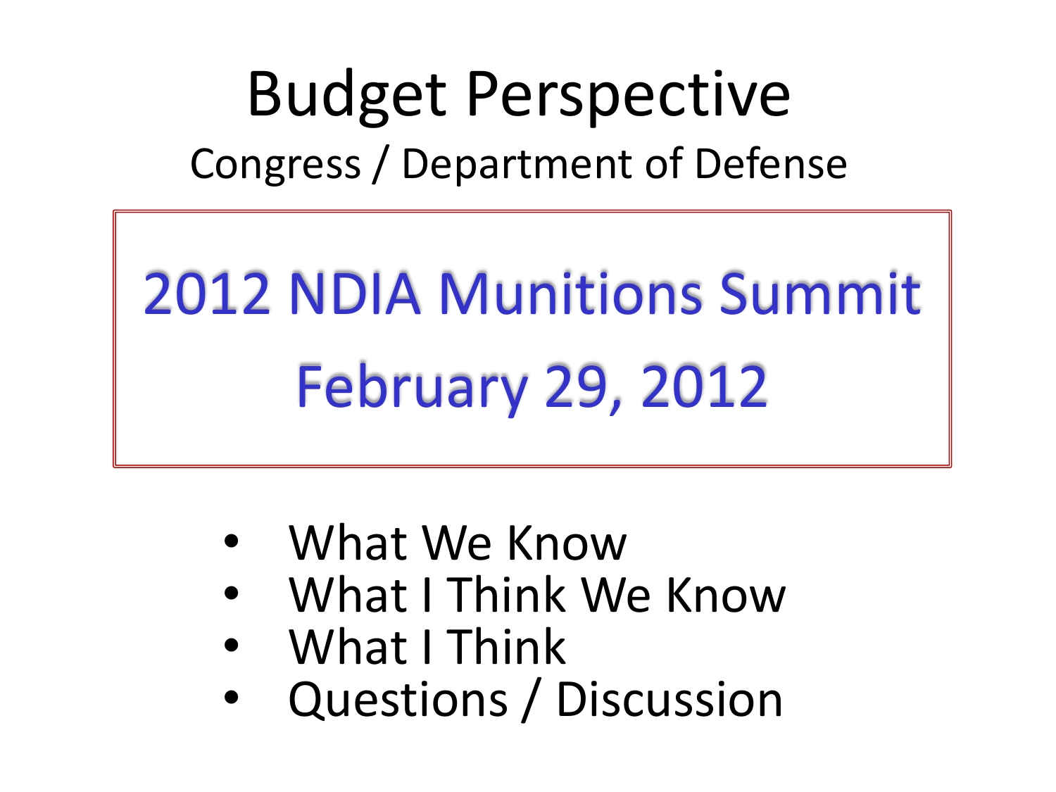# Budget Perspective

## Congress / Department of Defense

## 2012 NDIA Munitions Summit

## February 29, 2012

- What We Know
- What I Think We Know
- What I Think
- Questions / Discussion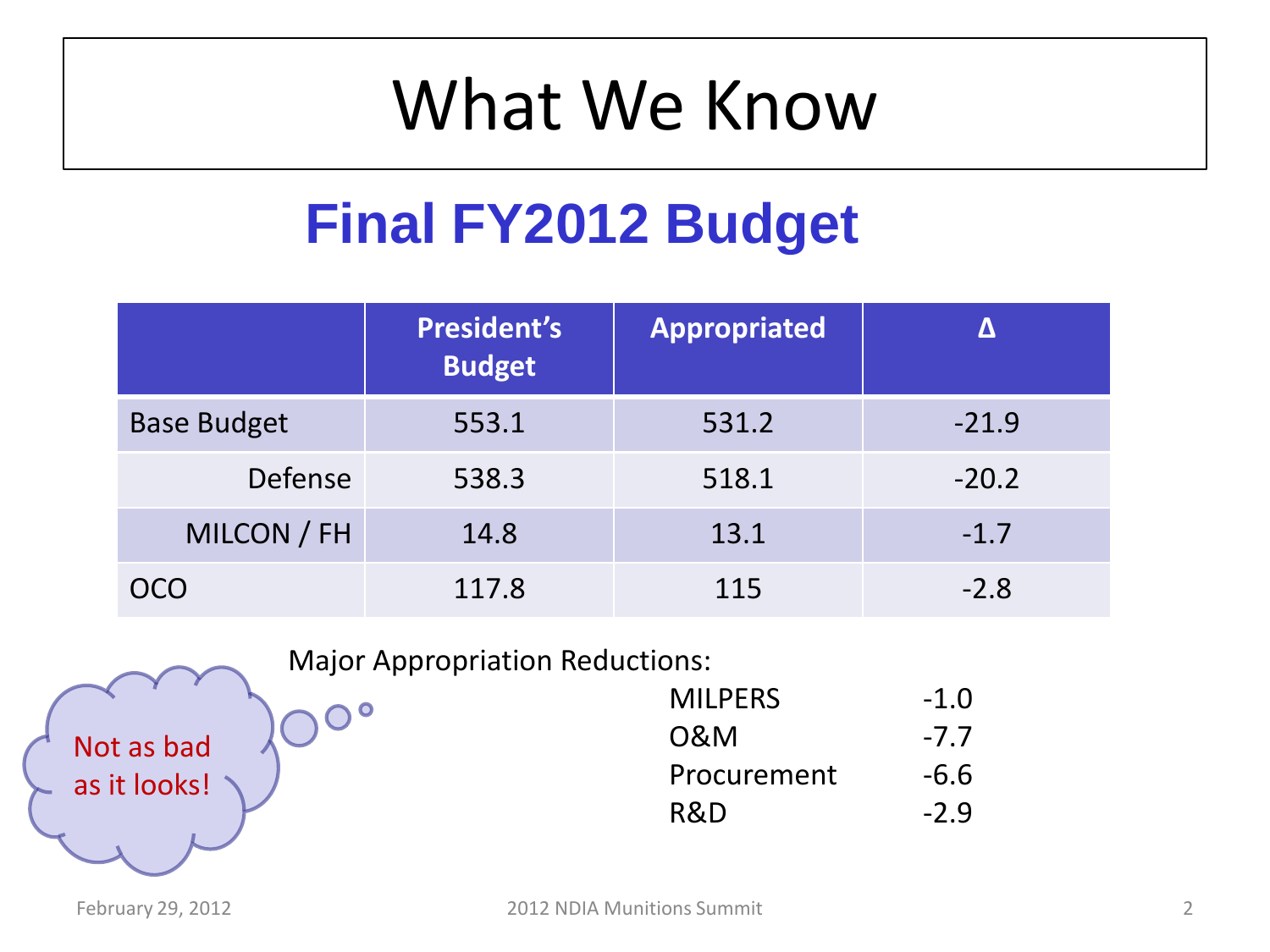# What We Know

## Final FY2012 Budget

| | President's Budget | Appropriated | Δ |
|---|---|---|---|
| Base Budget | 553.1 | 531.2 | -21.9 |
| Defense | 538.3 | 518.1 | -20.2 |
| MILCON / FH | 14.8 | 13.1 | -1.7 |
| OCO | 117.8 | 115 | -2.8 |

Major Appropriation Reductions:

| | |
|---|---|
| MILPERS | -1.0 |
| O&M | -7.7 |
| Procurement | -6.6 |
| R&D | -2.9 |

Not as bad as it looks!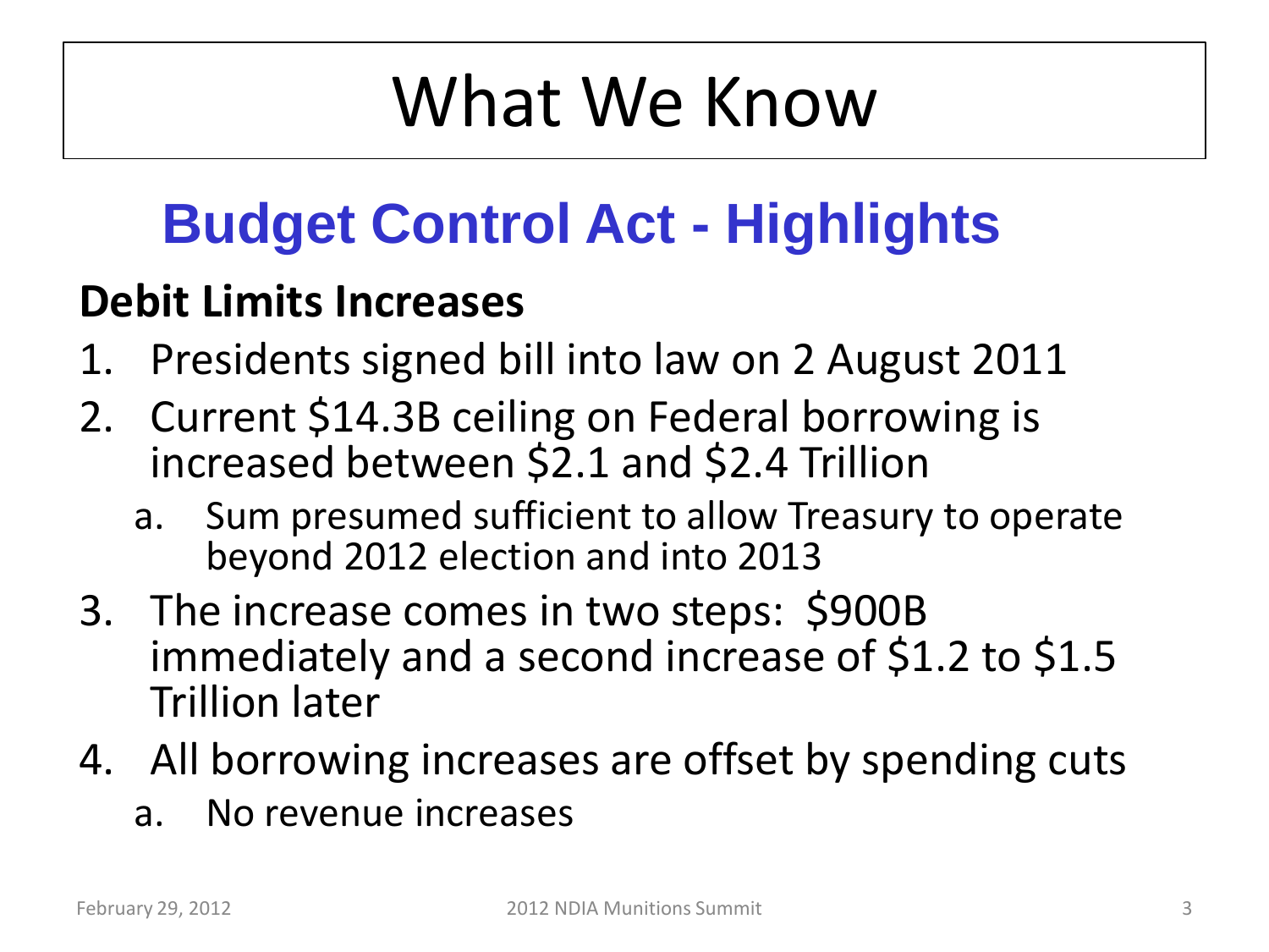# What We Know

## Budget Control Act - Highlights

**Debit Limits Increases**

1. Presidents signed bill into law on 2 August 2011
2. Current $14.3B ceiling on Federal borrowing is increased between $2.1 and $2.4 Trillion
   a. Sum presumed sufficient to allow Treasury to operate beyond 2012 election and into 2013
3. The increase comes in two steps: $900B immediately and a second increase of $1.2 to $1.5 Trillion later
4. All borrowing increases are offset by spending cuts
   a. No revenue increases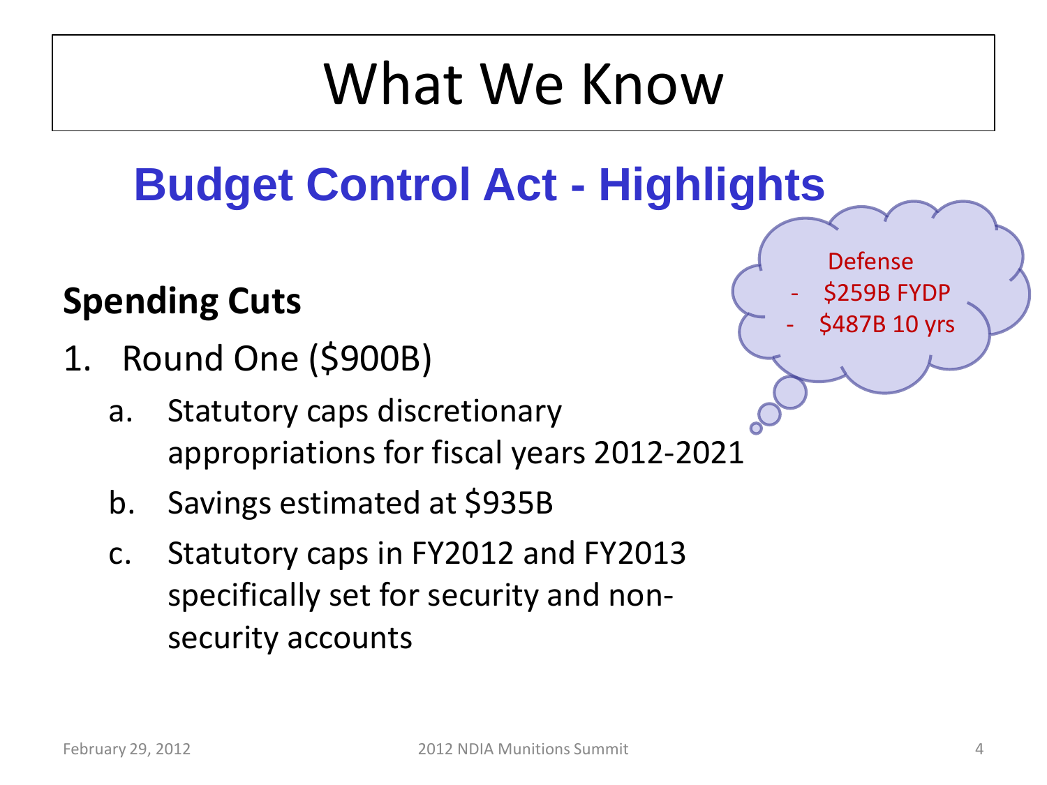# What We Know

## Budget Control Act - Highlights

Defense
- $259B FYDP
- $487B 10 yrs

**Spending Cuts**

1. Round One ($900B)
   a. Statutory caps discretionary appropriations for fiscal years 2012-2021
   b. Savings estimated at $935B
   c. Statutory caps in FY2012 and FY2013 specifically set for security and non-security accounts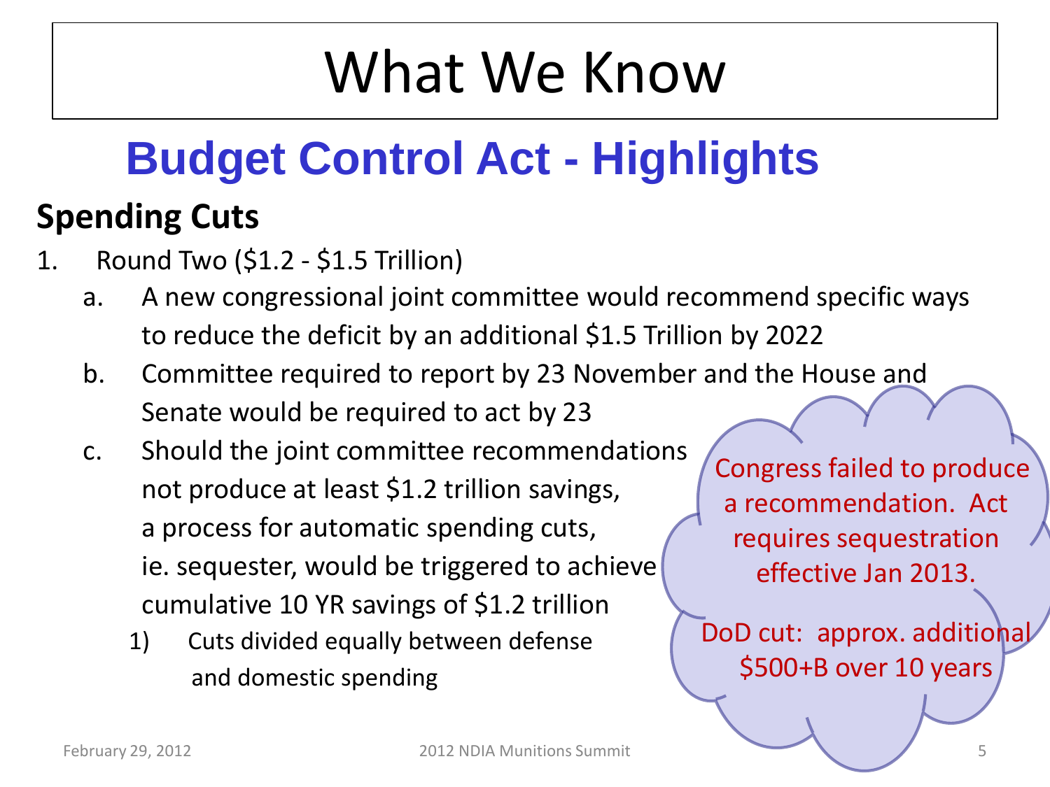# What We Know

## Budget Control Act - Highlights

### Spending Cuts

1. Round Two ($1.2 - $1.5 Trillion)
   a. A new congressional joint committee would recommend specific ways to reduce the deficit by an additional $1.5 Trillion by 2022
   b. Committee required to report by 23 November and the House and Senate would be required to act by 23
   c. Should the joint committee recommendations not produce at least $1.2 trillion savings, a process for automatic spending cuts, ie. sequester, would be triggered to achieve cumulative 10 YR savings of $1.2 trillion
      1) Cuts divided equally between defense and domestic spending

Congress failed to produce a recommendation. Act requires sequestration effective Jan 2013.

DoD cut: approx. additional $500+B over 10 years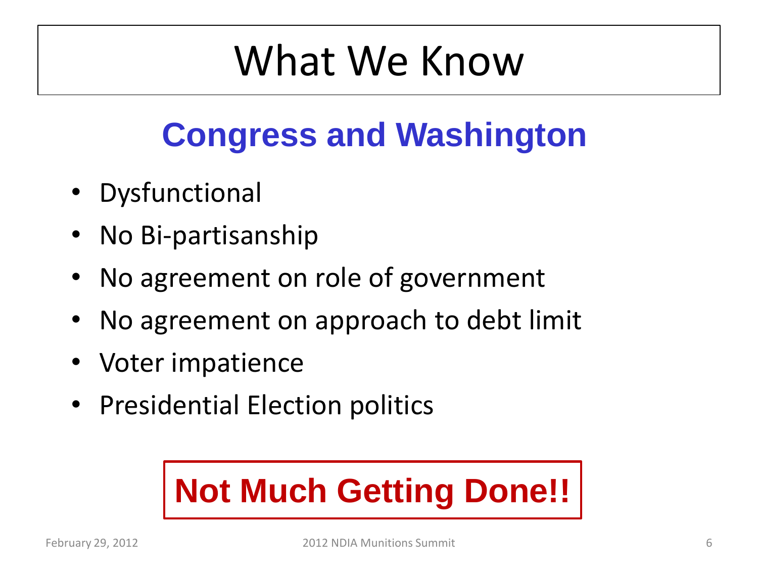# What We Know

## Congress and Washington

- Dysfunctional
- No Bi-partisanship
- No agreement on role of government
- No agreement on approach to debt limit
- Voter impatience
- Presidential Election politics

**Not Much Getting Done!!**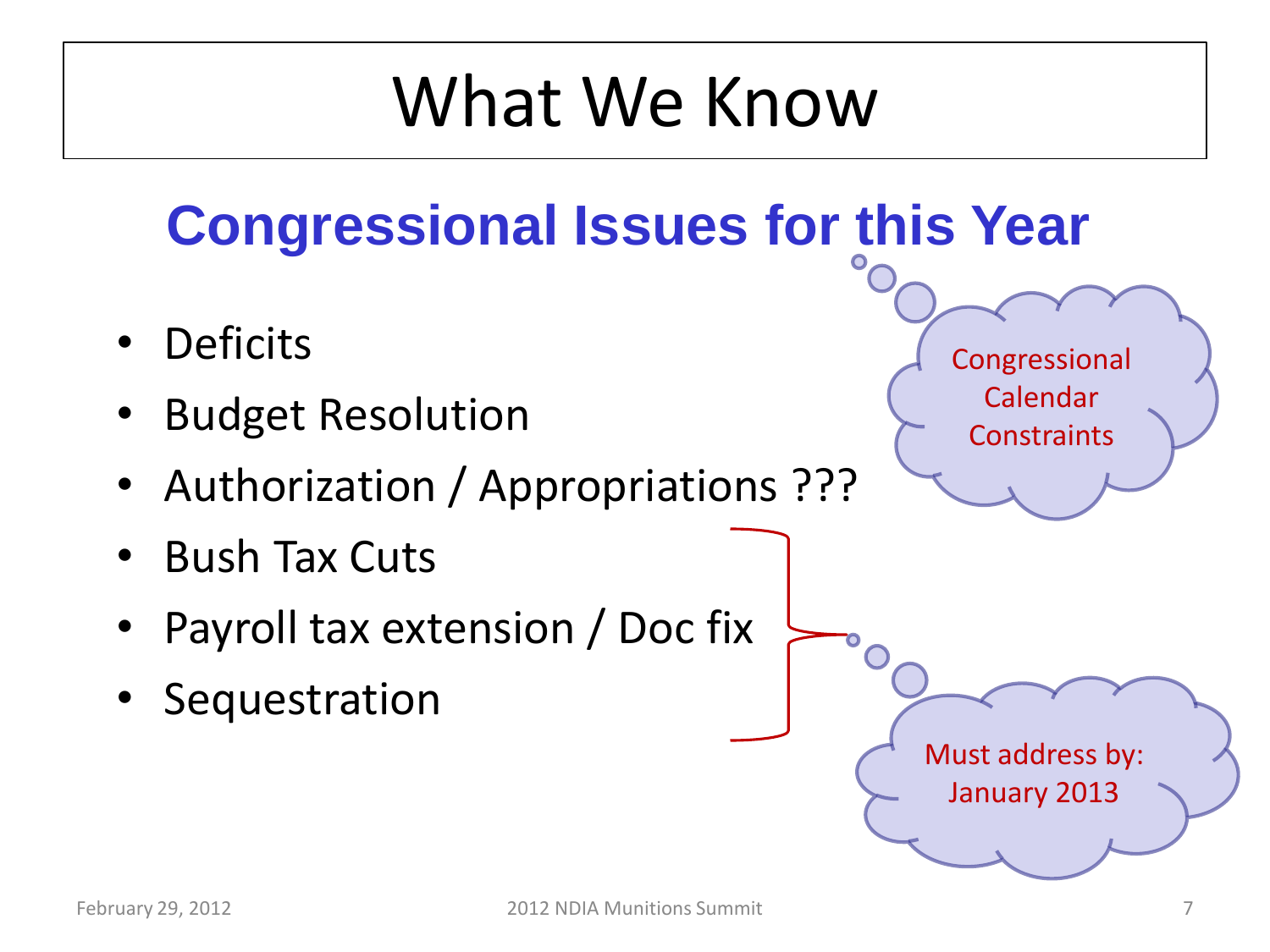# What We Know

## Congressional Issues for this Year

- Deficits
- Budget Resolution
- Authorization / Appropriations ???
- Bush Tax Cuts
- Payroll tax extension / Doc fix
- Sequestration

Congressional Calendar Constraints

Must address by: January 2013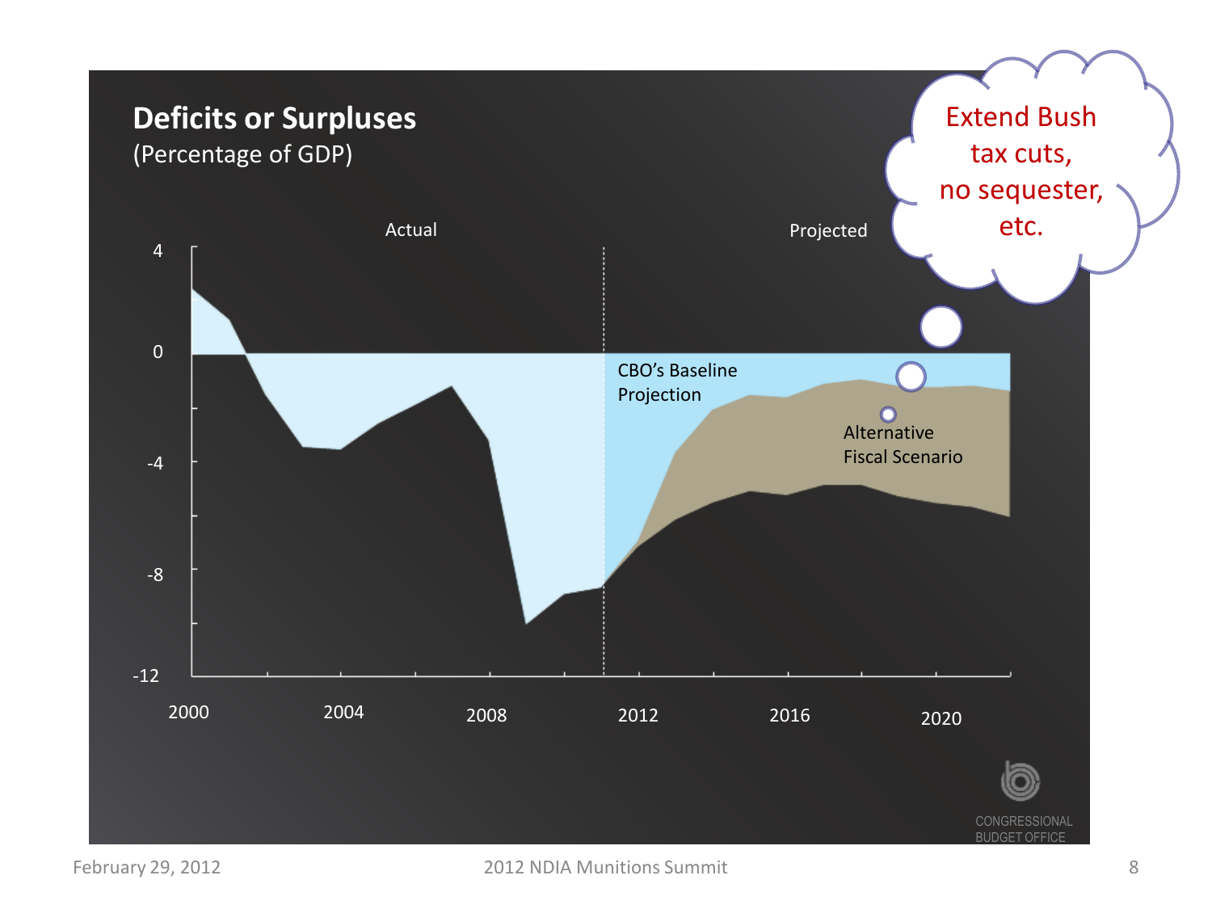## Deficits or Surpluses

(Percentage of GDP)

Actual | Projected

4, 0, -4, -8, -12

2000, 2004, 2008, 2012, 2016, 2020

CBO's Baseline Projection

Alternative Fiscal Scenario

Extend Bush tax cuts, no sequester, etc.

CONGRESSIONAL BUDGET OFFICE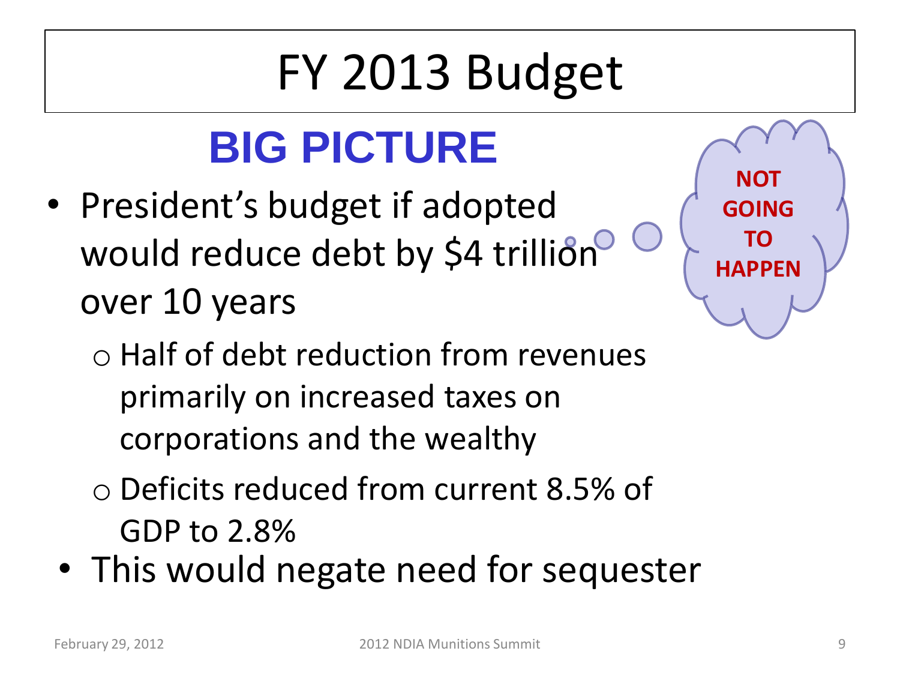# FY 2013 Budget

## BIG PICTURE

- President's budget if adopted would reduce debt by $4 trillion over 10 years
  - Half of debt reduction from revenues primarily on increased taxes on corporations and the wealthy
  - Deficits reduced from current 8.5% of GDP to 2.8%
- This would negate need for sequester

**NOT GOING TO HAPPEN**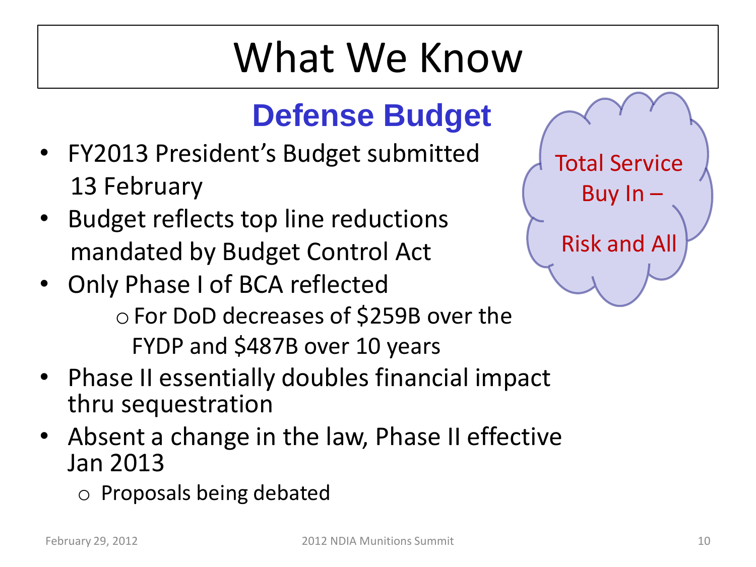# What We Know

## Defense Budget

- FY2013 President's Budget submitted 13 February
- Budget reflects top line reductions mandated by Budget Control Act
- Only Phase I of BCA reflected
  - For DoD decreases of $259B over the FYDP and $487B over 10 years
- Phase II essentially doubles financial impact thru sequestration
- Absent a change in the law, Phase II effective Jan 2013
  - Proposals being debated

Total Service Buy In –

Risk and All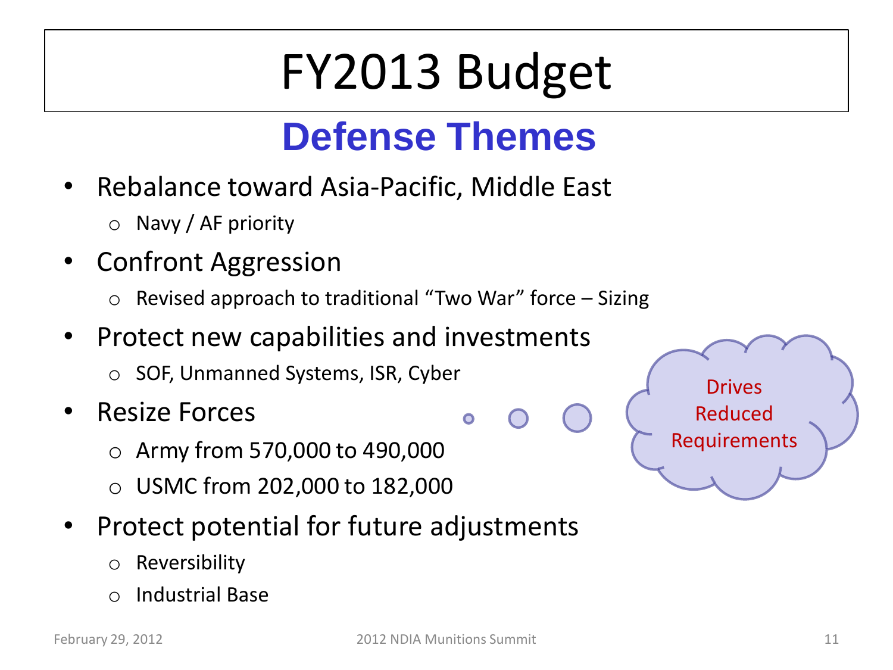# FY2013 Budget

## Defense Themes

- Rebalance toward Asia-Pacific, Middle East
  - Navy / AF priority
- Confront Aggression
  - Revised approach to traditional "Two War" force – Sizing
- Protect new capabilities and investments
  - SOF, Unmanned Systems, ISR, Cyber
- Resize Forces
  - Army from 570,000 to 490,000
  - USMC from 202,000 to 182,000
- Protect potential for future adjustments
  - Reversibility
  - Industrial Base

Drives Reduced Requirements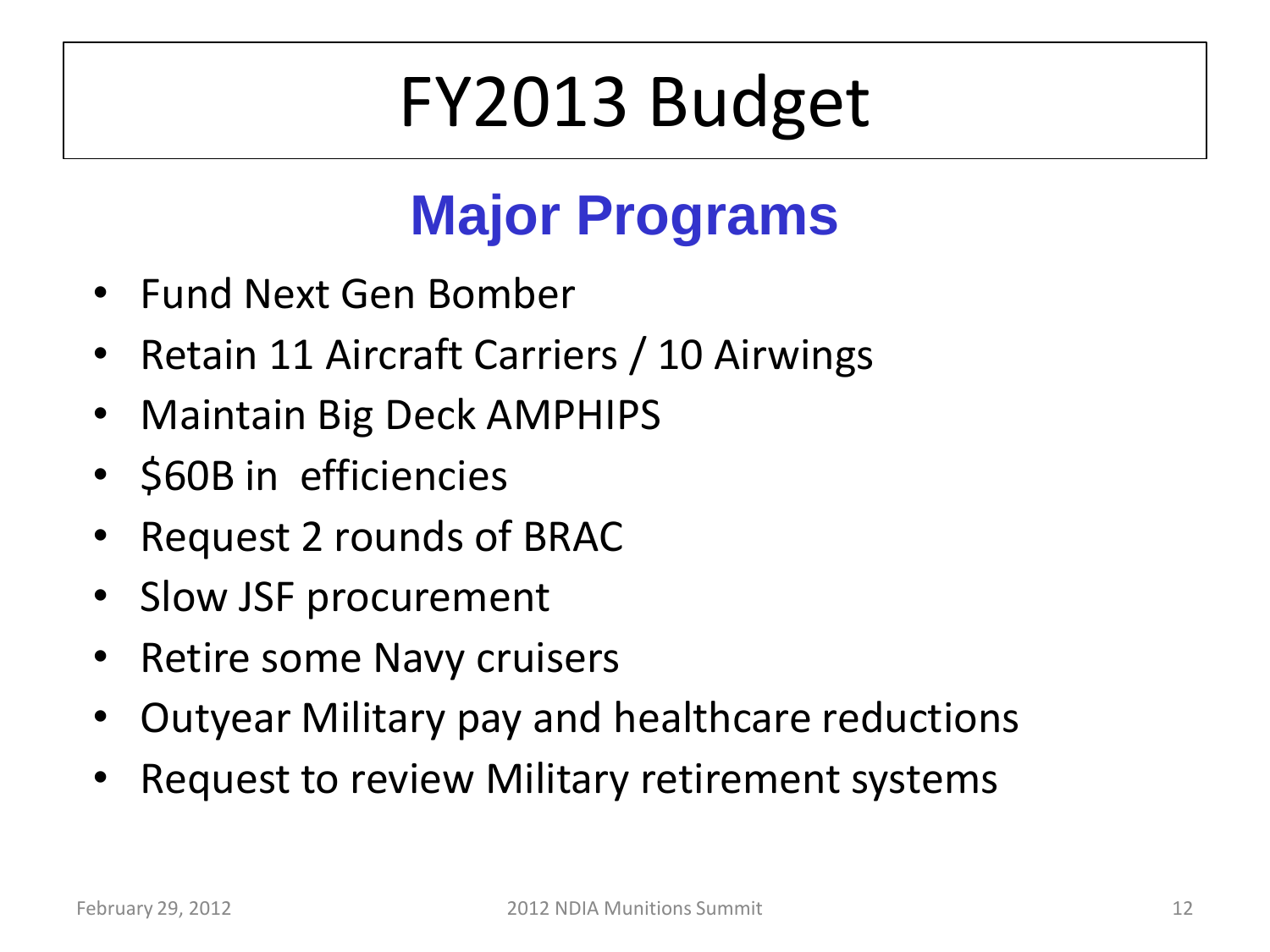# FY2013 Budget

## Major Programs

- Fund Next Gen Bomber
- Retain 11 Aircraft Carriers / 10 Airwings
- Maintain Big Deck AMPHIPS
- $60B in efficiencies
- Request 2 rounds of BRAC
- Slow JSF procurement
- Retire some Navy cruisers
- Outyear Military pay and healthcare reductions
- Request to review Military retirement systems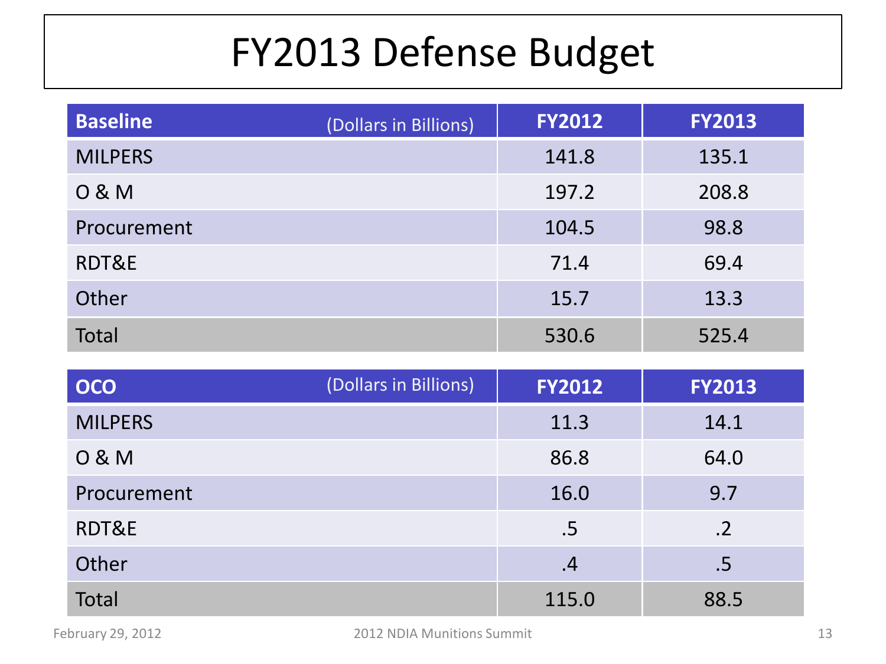# FY2013 Defense Budget

| Baseline (Dollars in Billions) | FY2012 | FY2013 |
|---|---|---|
| MILPERS | 141.8 | 135.1 |
| O & M | 197.2 | 208.8 |
| Procurement | 104.5 | 98.8 |
| RDT&E | 71.4 | 69.4 |
| Other | 15.7 | 13.3 |
| Total | 530.6 | 525.4 |

| OCO (Dollars in Billions) | FY2012 | FY2013 |
|---|---|---|
| MILPERS | 11.3 | 14.1 |
| O & M | 86.8 | 64.0 |
| Procurement | 16.0 | 9.7 |
| RDT&E | .5 | .2 |
| Other | .4 | .5 |
| Total | 115.0 | 88.5 |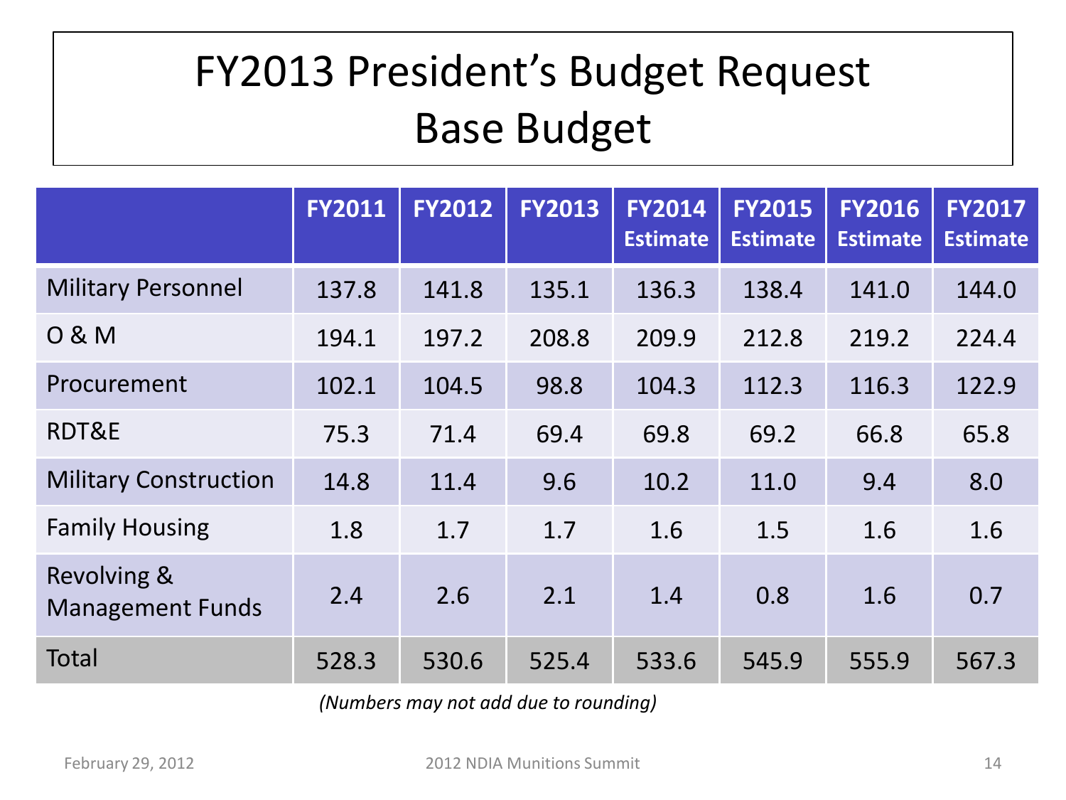# FY2013 President's Budget Request Base Budget

| | FY2011 | FY2012 | FY2013 | FY2014 Estimate | FY2015 Estimate | FY2016 Estimate | FY2017 Estimate |
|---|---|---|---|---|---|---|---|
| Military Personnel | 137.8 | 141.8 | 135.1 | 136.3 | 138.4 | 141.0 | 144.0 |
| O & M | 194.1 | 197.2 | 208.8 | 209.9 | 212.8 | 219.2 | 224.4 |
| Procurement | 102.1 | 104.5 | 98.8 | 104.3 | 112.3 | 116.3 | 122.9 |
| RDT&E | 75.3 | 71.4 | 69.4 | 69.8 | 69.2 | 66.8 | 65.8 |
| Military Construction | 14.8 | 11.4 | 9.6 | 10.2 | 11.0 | 9.4 | 8.0 |
| Family Housing | 1.8 | 1.7 | 1.7 | 1.6 | 1.5 | 1.6 | 1.6 |
| Revolving & Management Funds | 2.4 | 2.6 | 2.1 | 1.4 | 0.8 | 1.6 | 0.7 |
| Total | 528.3 | 530.6 | 525.4 | 533.6 | 545.9 | 555.9 | 567.3 |

*(Numbers may not add due to rounding)*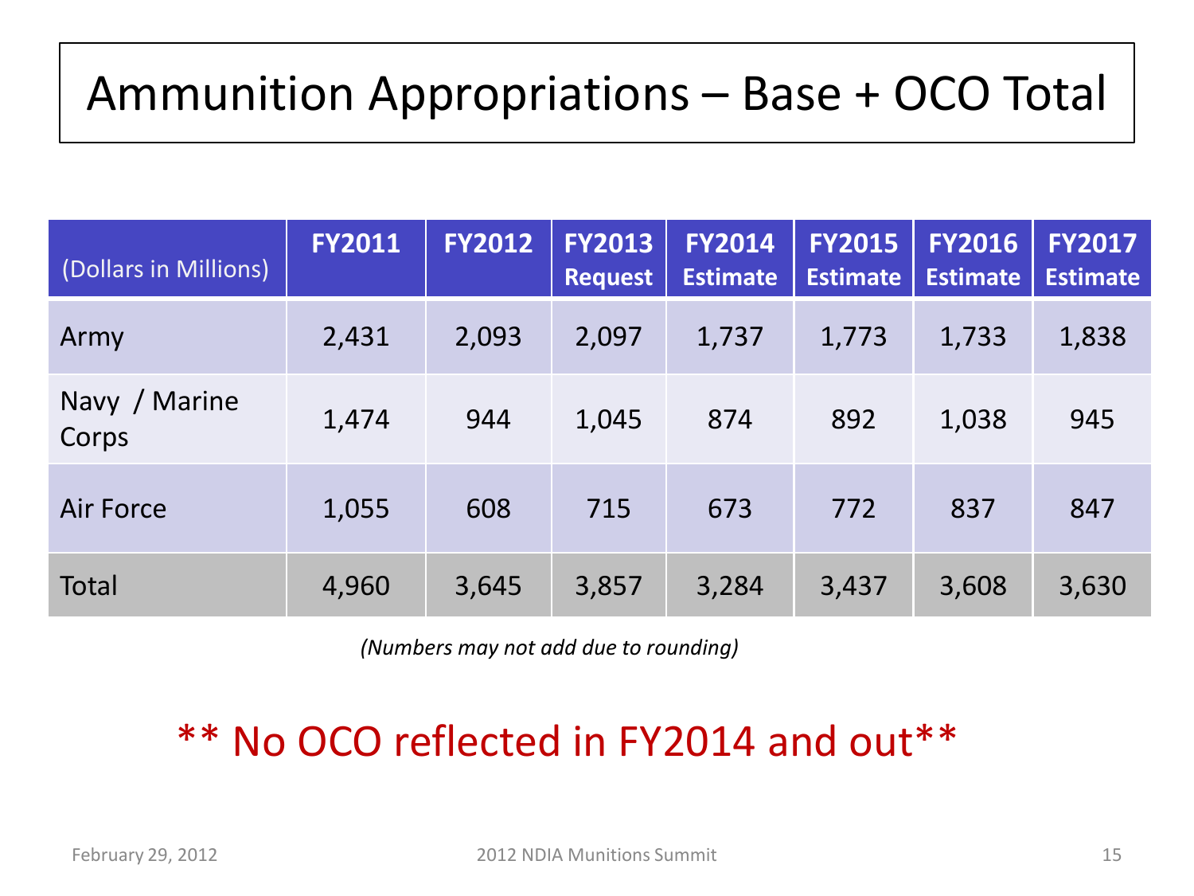# Ammunition Appropriations – Base + OCO Total

| (Dollars in Millions) | FY2011 | FY2012 | FY2013 Request | FY2014 Estimate | FY2015 Estimate | FY2016 Estimate | FY2017 Estimate |
|---|---|---|---|---|---|---|---|
| Army | 2,431 | 2,093 | 2,097 | 1,737 | 1,773 | 1,733 | 1,838 |
| Navy / Marine Corps | 1,474 | 944 | 1,045 | 874 | 892 | 1,038 | 945 |
| Air Force | 1,055 | 608 | 715 | 673 | 772 | 837 | 847 |
| Total | 4,960 | 3,645 | 3,857 | 3,284 | 3,437 | 3,608 | 3,630 |

*(Numbers may not add due to rounding)*

** No OCO reflected in FY2014 and out**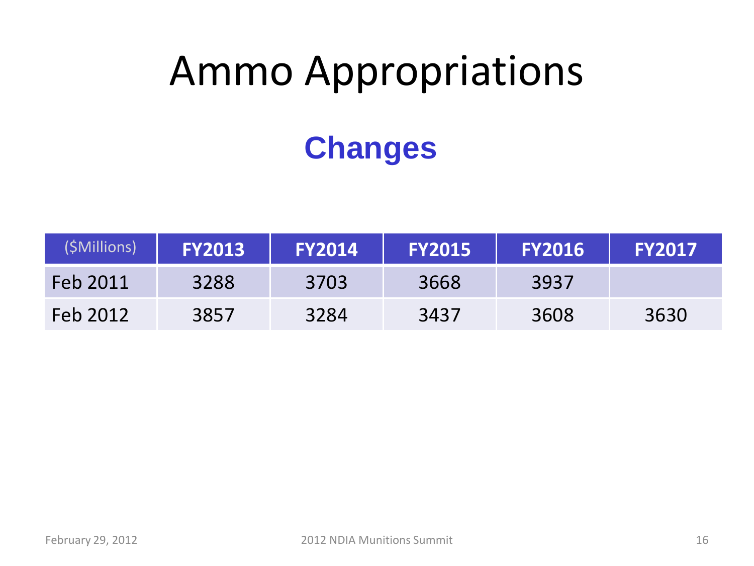# Ammo Appropriations

## Changes

| ($Millions) | FY2013 | FY2014 | FY2015 | FY2016 | FY2017 |
|---|---|---|---|---|---|
| Feb 2011 | 3288 | 3703 | 3668 | 3937 | |
| Feb 2012 | 3857 | 3284 | 3437 | 3608 | 3630 |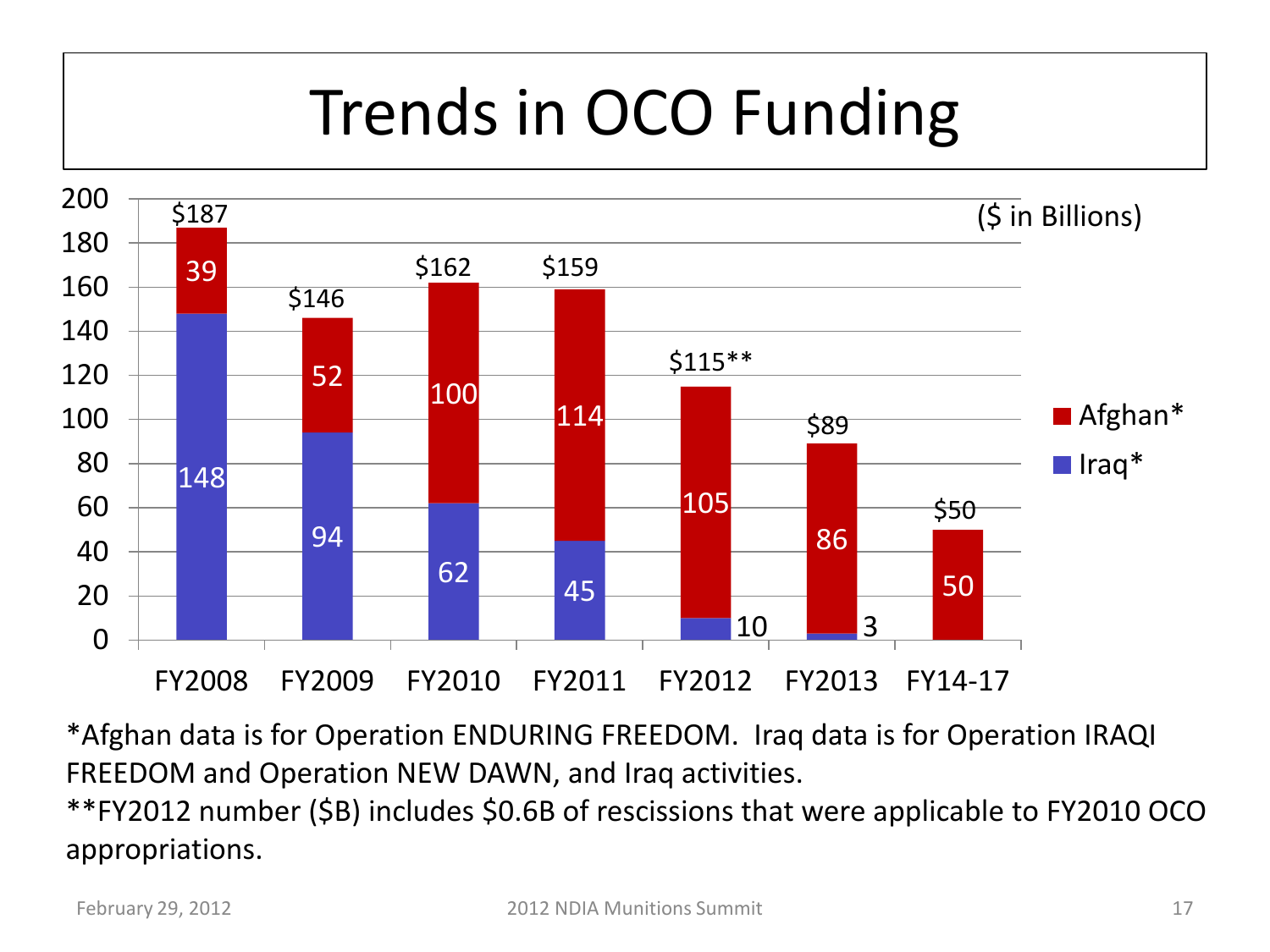# Trends in OCO Funding

($ in Billions)

| | FY2008 | FY2009 | FY2010 | FY2011 | FY2012 | FY2013 | FY14-17 |
|---|---|---|---|---|---|---|---|
| Afghan* | 39 | 52 | 100 | 114 | 105 | 86 | 50 |
| Iraq* | 148 | 94 | 62 | 45 | 10 | 3 | |
| Total | $187 | $146 | $162 | $159 | $115** | $89 | $50 |

*Afghan data is for Operation ENDURING FREEDOM. Iraq data is for Operation IRAQI FREEDOM and Operation NEW DAWN, and Iraq activities.

**FY2012 number ($B) includes $0.6B of rescissions that were applicable to FY2010 OCO appropriations.

February 29, 2012 2012 NDIA Munitions Summit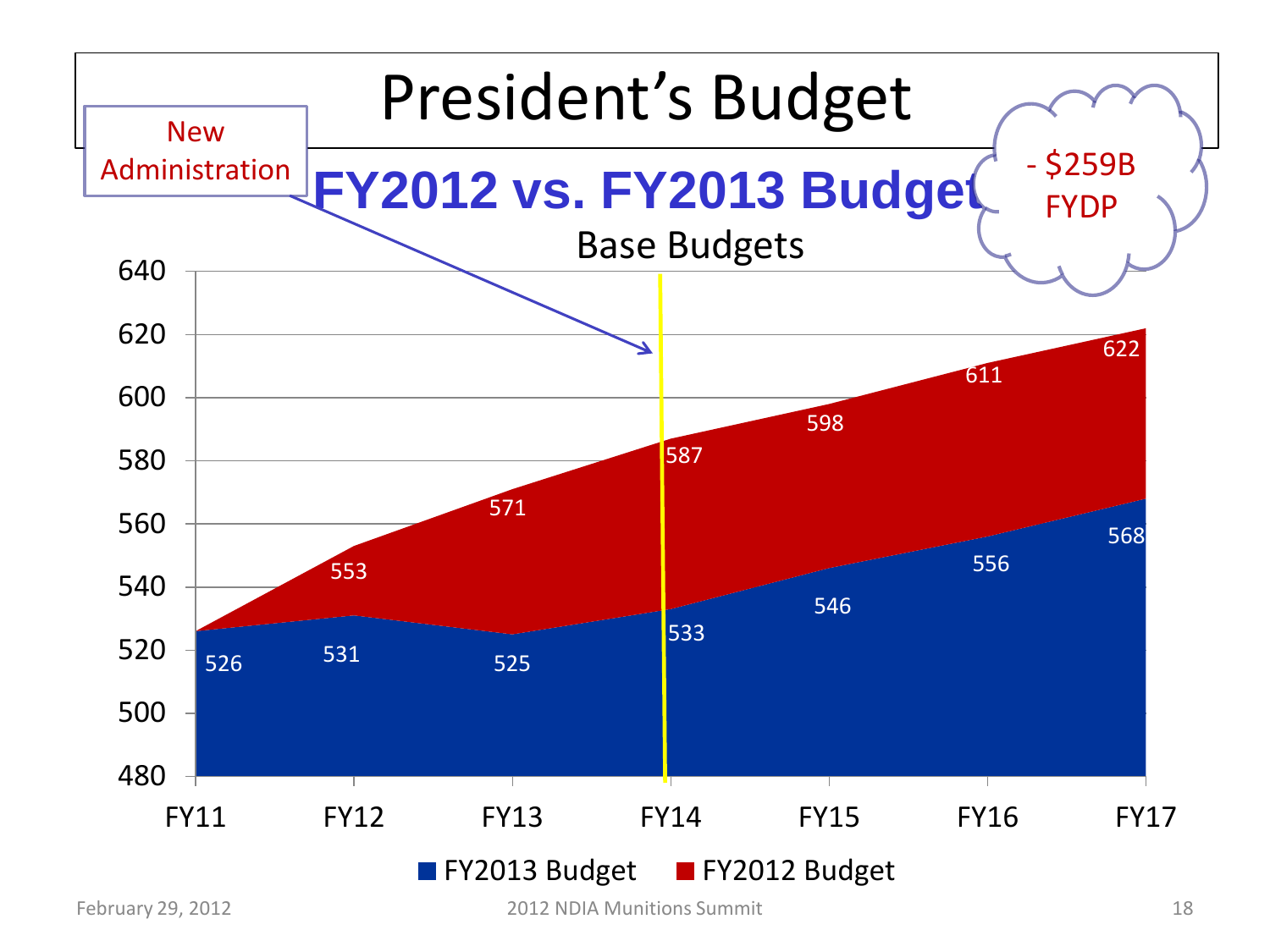# President's Budget

New Administration

## FY2012 vs. FY2013 Budget

- $259B FYDP

Base Budgets

| | FY11 | FY12 | FY13 | FY14 | FY15 | FY16 | FY17 |
|---|---|---|---|---|---|---|---|
| FY2013 Budget | 526 | 531 | 525 | 533 | 546 | 556 | 568 |
| FY2012 Budget | | 553 | 571 | 587 | 598 | 611 | 622 |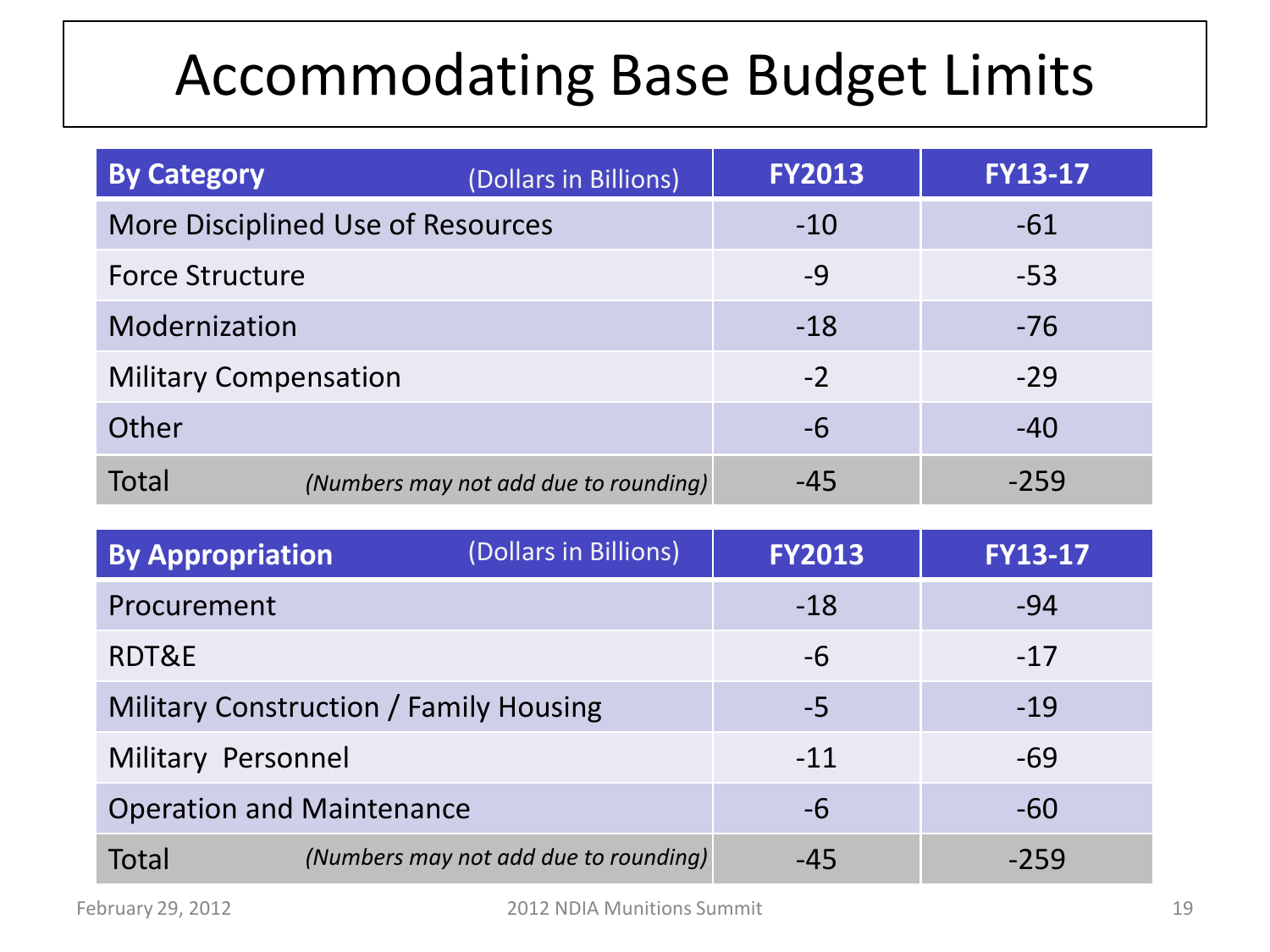# Accommodating Base Budget Limits

| By Category (Dollars in Billions) | FY2013 | FY13-17 |
| --- | --- | --- |
| More Disciplined Use of Resources | -10 | -61 |
| Force Structure | -9 | -53 |
| Modernization | -18 | -76 |
| Military Compensation | -2 | -29 |
| Other | -6 | -40 |
| Total *(Numbers may not add due to rounding)* | -45 | -259 |

| By Appropriation (Dollars in Billions) | FY2013 | FY13-17 |
| --- | --- | --- |
| Procurement | -18 | -94 |
| RDT&E | -6 | -17 |
| Military Construction / Family Housing | -5 | -19 |
| Military Personnel | -11 | -69 |
| Operation and Maintenance | -6 | -60 |
| Total *(Numbers may not add due to rounding)* | -45 | -259 |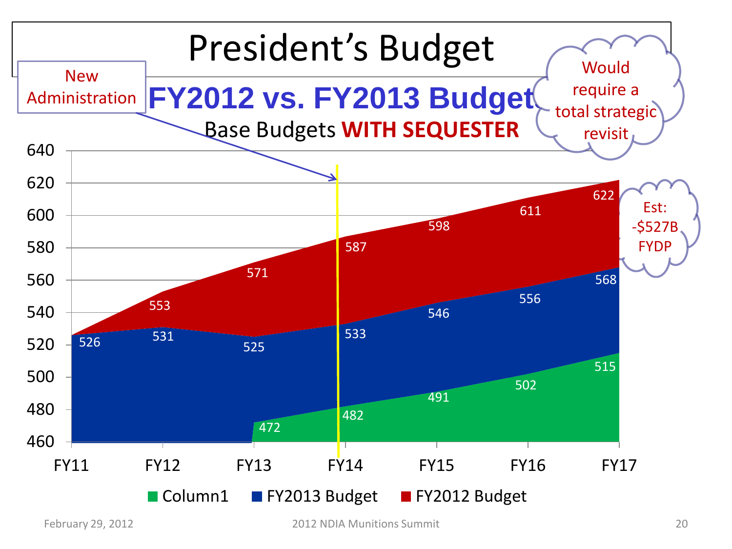# President's Budget

## FY2012 vs. FY2013 Budget

Base Budgets **WITH SEQUESTER**

New Administration

Would require a total strategic revisit

Est: -$527B FYDP

| | FY11 | FY12 | FY13 | FY14 | FY15 | FY16 | FY17 |
|---|---|---|---|---|---|---|---|
| Column1 | | | 472 | 482 | 491 | 502 | 515 |
| FY2013 Budget | 526 | 531 | 525 | 533 | 546 | 556 | 568 |
| FY2012 Budget | | 553 | 571 | 587 | 598 | 611 | 622 |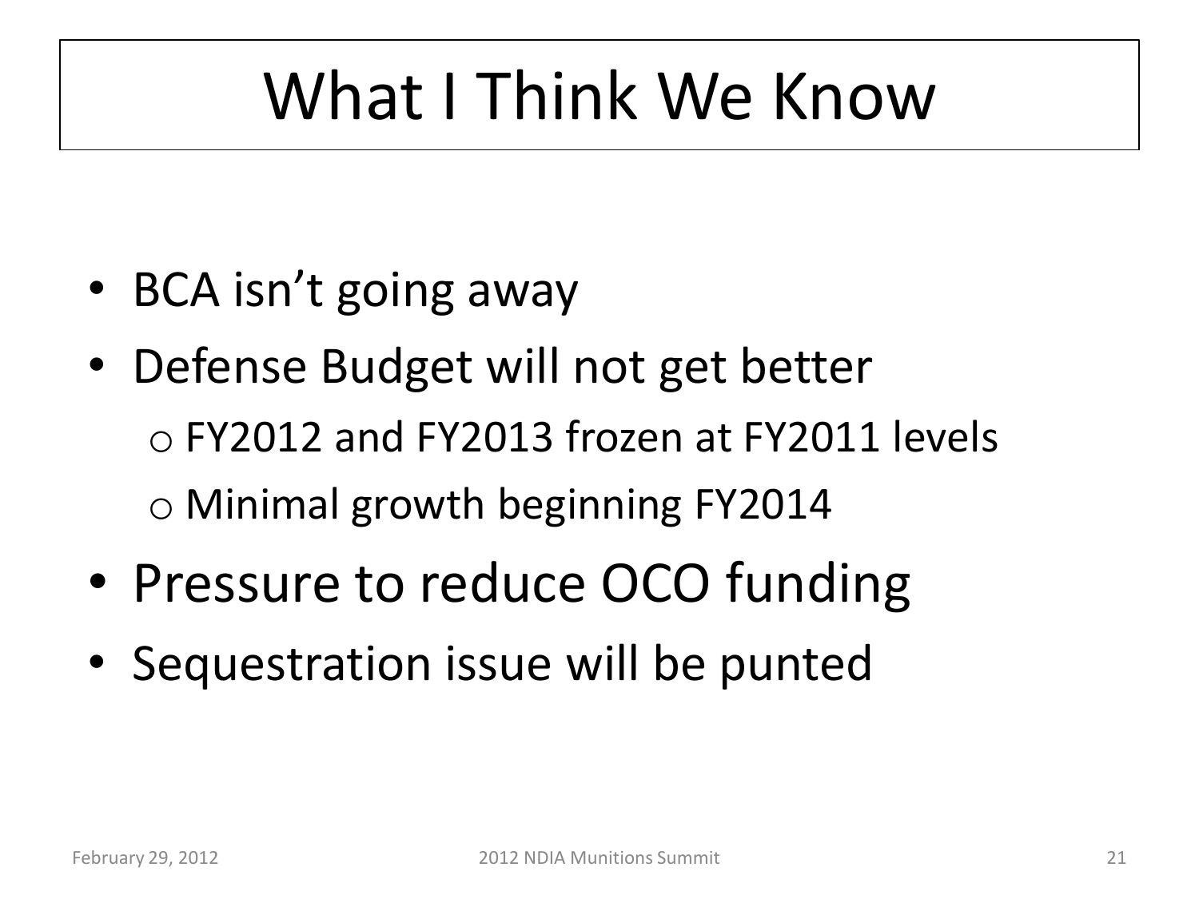# What I Think We Know

- BCA isn't going away
- Defense Budget will not get better
  - FY2012 and FY2013 frozen at FY2011 levels
  - Minimal growth beginning FY2014
- Pressure to reduce OCO funding
- Sequestration issue will be punted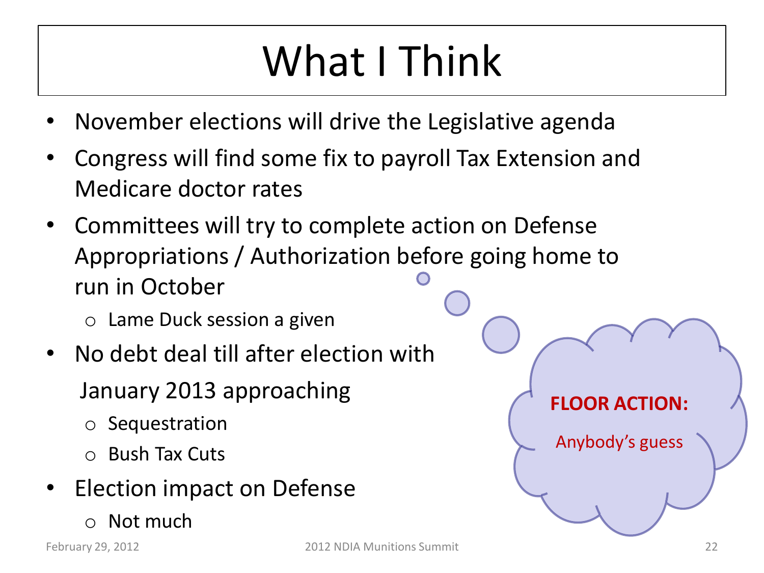# What I Think

- November elections will drive the Legislative agenda
- Congress will find some fix to payroll Tax Extension and Medicare doctor rates
- Committees will try to complete action on Defense Appropriations / Authorization before going home to run in October
  - Lame Duck session a given
- No debt deal till after election with January 2013 approaching
  - Sequestration
  - Bush Tax Cuts
- Election impact on Defense
  - Not much

**FLOOR ACTION:**

Anybody's guess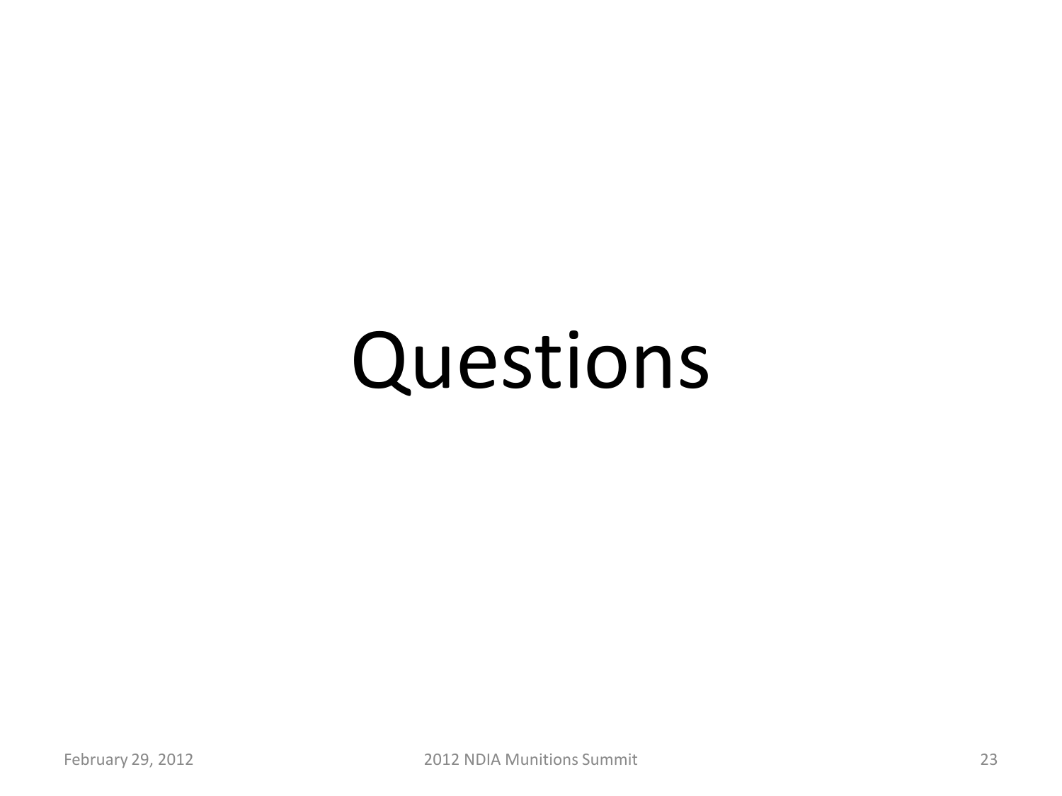# Questions